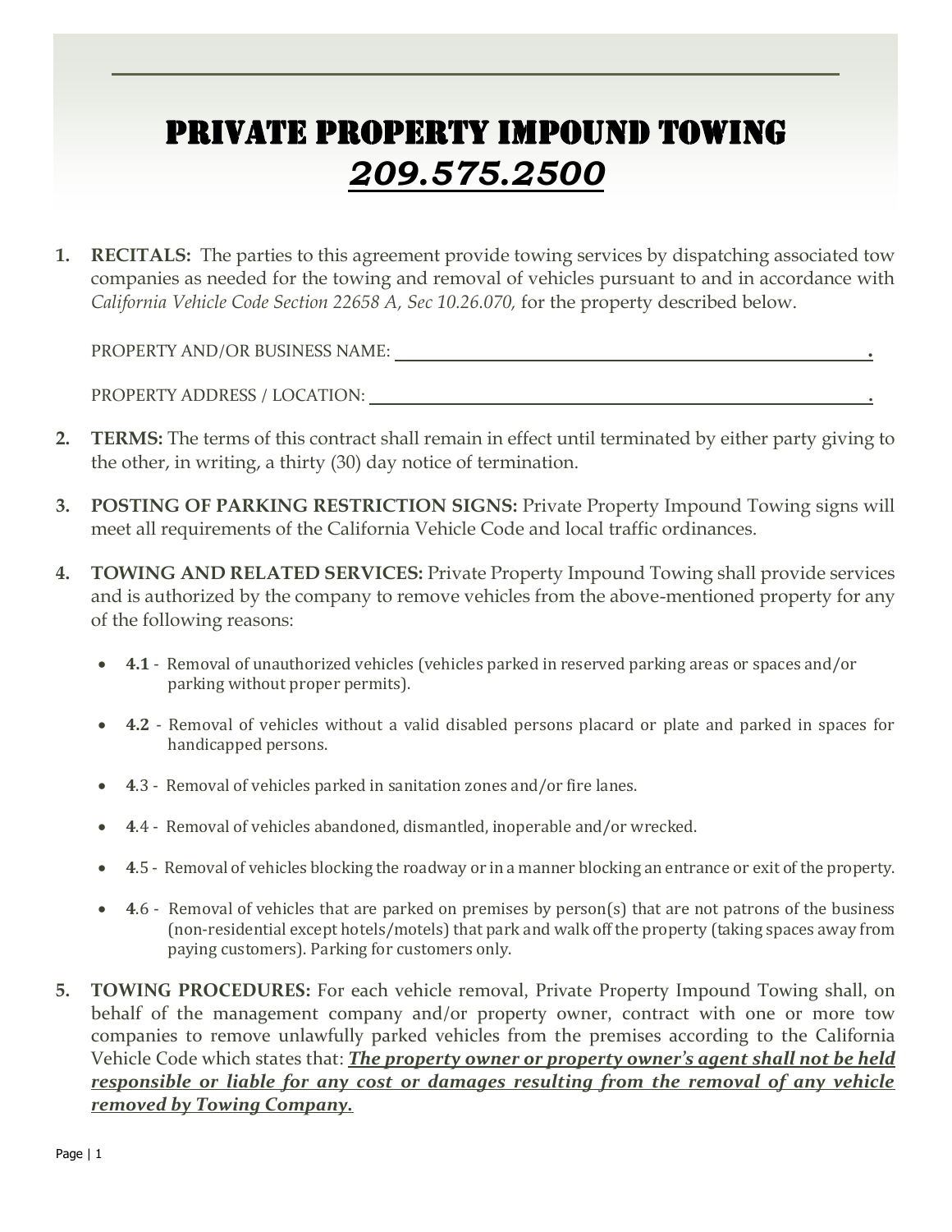# PRIVATE PROPERTY IMPOUND TOWING

## 209.575.2500

1. **RECITALS:** The parties to this agreement provide towing services by dispatching associated tow companies as needed for the towing and removal of vehicles pursuant to and in accordance with *California Vehicle Code Section 22658 A, Sec 10.26.070,* for the property described below.

   PROPERTY AND/OR BUSINESS NAME: ______________________________________________.

   PROPERTY ADDRESS / LOCATION: ______________________________________________.

2. **TERMS:** The terms of this contract shall remain in effect until terminated by either party giving to the other, in writing, a thirty (30) day notice of termination.

3. **POSTING OF PARKING RESTRICTION SIGNS:** Private Property Impound Towing signs will meet all requirements of the California Vehicle Code and local traffic ordinances.

4. **TOWING AND RELATED SERVICES:** Private Property Impound Towing shall provide services and is authorized by the company to remove vehicles from the above-mentioned property for any of the following reasons:

   - **4.1** - Removal of unauthorized vehicles (vehicles parked in reserved parking areas or spaces and/or parking without proper permits).
   - **4.2** - Removal of vehicles without a valid disabled persons placard or plate and parked in spaces for handicapped persons.
   - **4**.3 - Removal of vehicles parked in sanitation zones and/or fire lanes.
   - **4**.4 - Removal of vehicles abandoned, dismantled, inoperable and/or wrecked.
   - **4**.5 - Removal of vehicles blocking the roadway or in a manner blocking an entrance or exit of the property.
   - **4**.6 - Removal of vehicles that are parked on premises by person(s) that are not patrons of the business (non-residential except hotels/motels) that park and walk off the property (taking spaces away from paying customers). Parking for customers only.

5. **TOWING PROCEDURES:** For each vehicle removal, Private Property Impound Towing shall, on behalf of the management company and/or property owner, contract with one or more tow companies to remove unlawfully parked vehicles from the premises according to the California Vehicle Code which states that: ***The property owner or property owner's agent shall not be held responsible or liable for any cost or damages resulting from the removal of any vehicle removed by Towing Company.***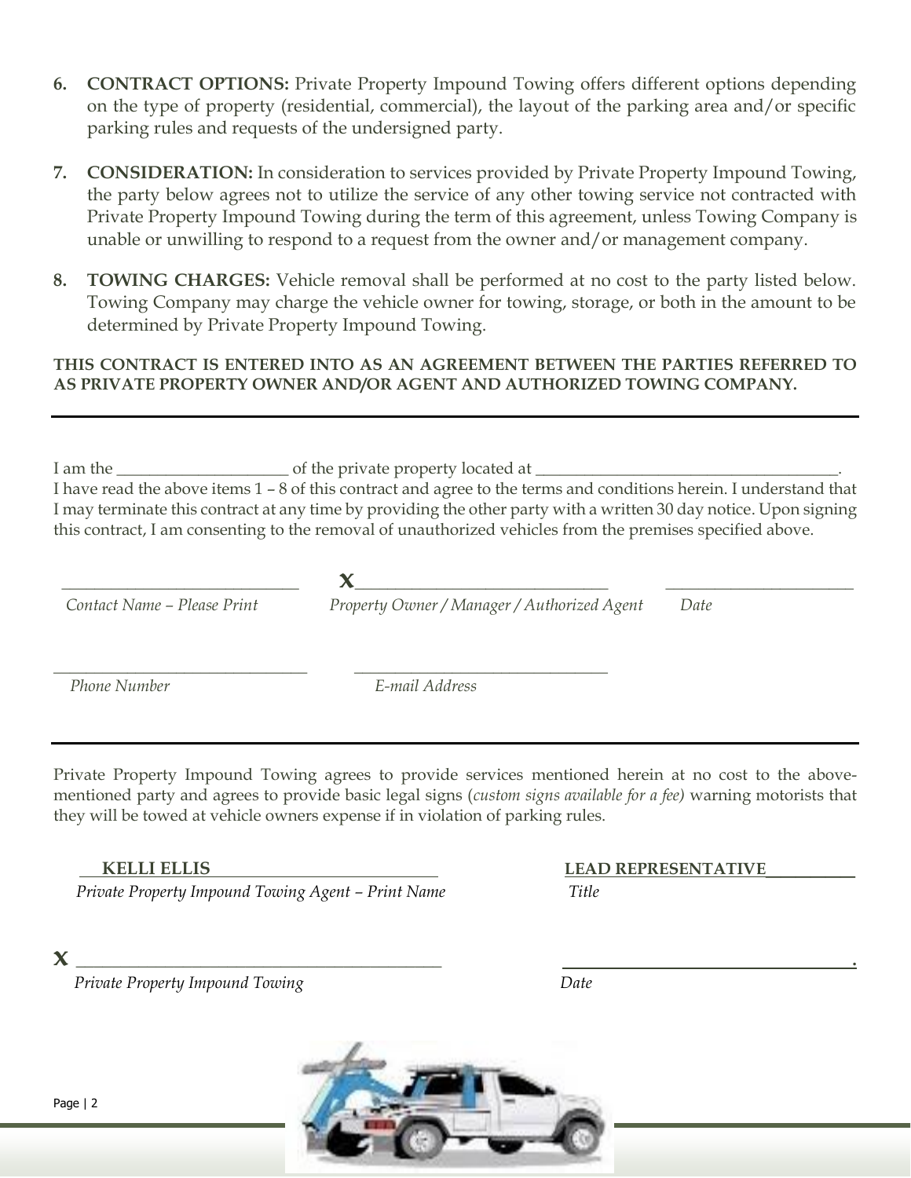6. **CONTRACT OPTIONS:** Private Property Impound Towing offers different options depending on the type of property (residential, commercial), the layout of the parking area and/or specific parking rules and requests of the undersigned party.

7. **CONSIDERATION:** In consideration to services provided by Private Property Impound Towing, the party below agrees not to utilize the service of any other towing service not contracted with Private Property Impound Towing during the term of this agreement, unless Towing Company is unable or unwilling to respond to a request from the owner and/or management company.

8. **TOWING CHARGES:** Vehicle removal shall be performed at no cost to the party listed below. Towing Company may charge the vehicle owner for towing, storage, or both in the amount to be determined by Private Property Impound Towing.

**THIS CONTRACT IS ENTERED INTO AS AN AGREEMENT BETWEEN THE PARTIES REFERRED TO AS PRIVATE PROPERTY OWNER AND/OR AGENT AND AUTHORIZED TOWING COMPANY.**

---

I am the ____________________ of the private property located at ____________________________________. I have read the above items 1 – 8 of this contract and agree to the terms and conditions herein. I understand that I may terminate this contract at any time by providing the other party with a written 30 day notice. Upon signing this contract, I am consenting to the removal of unauthorized vehicles from the premises specified above.

____________________________ **X**____________________________ ______________________

*Contact Name – Please Print* *Property Owner / Manager / Authorized Agent* *Date*

______________________________ ______________________________

*Phone Number* *E-mail Address*

---

Private Property Impound Towing agrees to provide services mentioned herein at no cost to the above-mentioned party and agrees to provide basic legal signs (*custom signs available for a fee)* warning motorists that they will be towed at vehicle owners expense if in violation of parking rules.

**KELLI ELLIS** **LEAD REPRESENTATIVE**

*Private Property Impound Towing Agent – Print Name* *Title*

**X** ____________________________________________ __________________________________.

*Private Property Impound Towing* *Date*